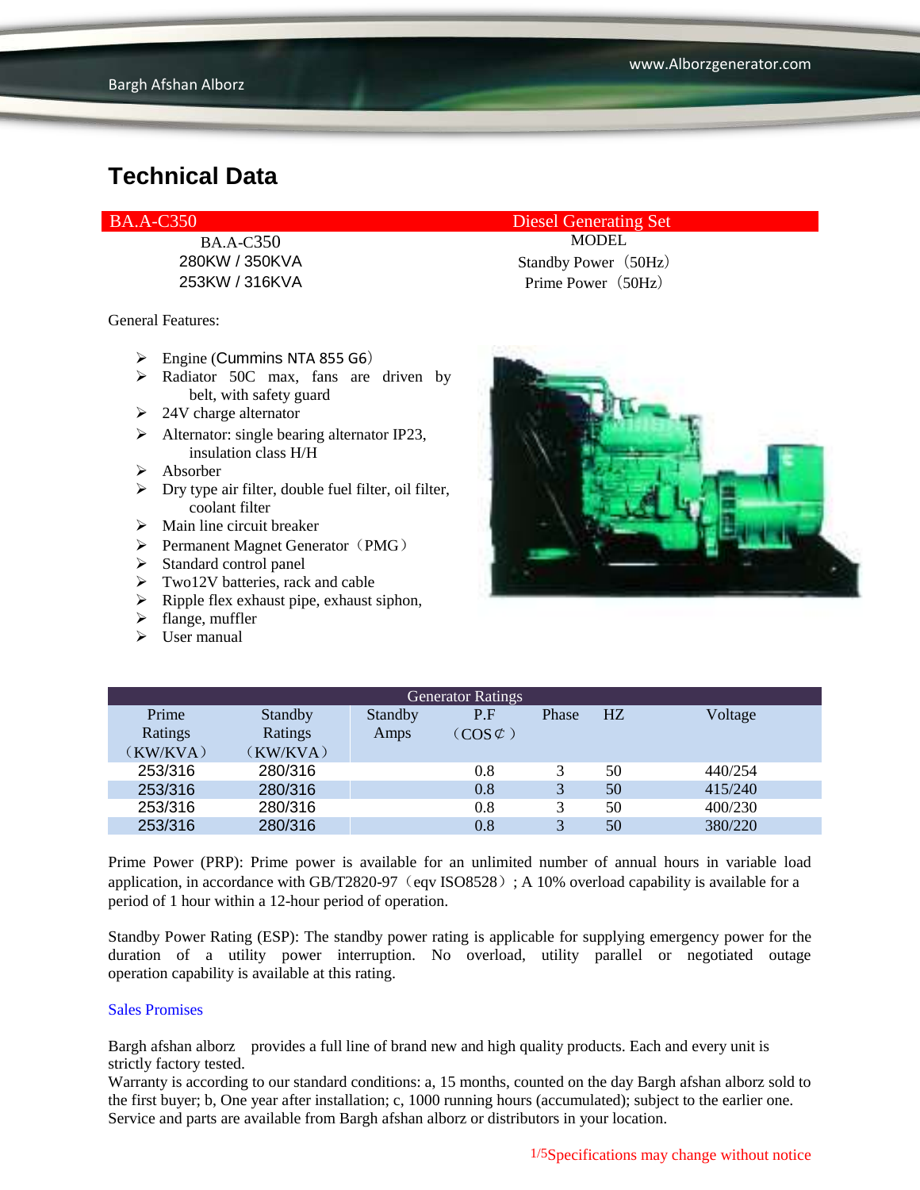# Technical Data

| BA.A-C350 | Diesel Generating Set |
|---|---|
| BA.A-C350 | MODEL |
| 280KW / 350KVA | Standby Power（50Hz） |
| 253KW / 316KVA | Prime Power（50Hz） |

General Features:

- Engine (Cummins NTA 855 G6)
- Radiator 50C max, fans are driven by belt, with safety guard
- 24V charge alternator
- Alternator: single bearing alternator IP23, insulation class H/H
- Absorber
- Dry type air filter, double fuel filter, oil filter, coolant filter
- Main line circuit breaker
- Permanent Magnet Generator（PMG）
- Standard control panel
- Two12V batteries, rack and cable
- Ripple flex exhaust pipe, exhaust siphon,
- flange, muffler
- User manual

| Generator Ratings | | | | | | |
|---|---|---|---|---|---|---|
| Prime Ratings （KW/KVA） | Standby Ratings （KW/KVA） | Standby Amps | P.F （COS¢） | Phase | HZ | Voltage |
| 253/316 | 280/316 | | 0.8 | 3 | 50 | 440/254 |
| 253/316 | 280/316 | | 0.8 | 3 | 50 | 415/240 |
| 253/316 | 280/316 | | 0.8 | 3 | 50 | 400/230 |
| 253/316 | 280/316 | | 0.8 | 3 | 50 | 380/220 |

Prime Power (PRP): Prime power is available for an unlimited number of annual hours in variable load application, in accordance with GB/T2820-97（eqv ISO8528）; A 10% overload capability is available for a period of 1 hour within a 12-hour period of operation.

Standby Power Rating (ESP): The standby power rating is applicable for supplying emergency power for the duration of a utility power interruption. No overload, utility parallel or negotiated outage operation capability is available at this rating.

Sales Promises

Bargh afshan alborz provides a full line of brand new and high quality products. Each and every unit is strictly factory tested.
Warranty is according to our standard conditions: a, 15 months, counted on the day Bargh afshan alborz sold to the first buyer; b, One year after installation; c, 1000 running hours (accumulated); subject to the earlier one.
Service and parts are available from Bargh afshan alborz or distributors in your location.

Specifications may change without notice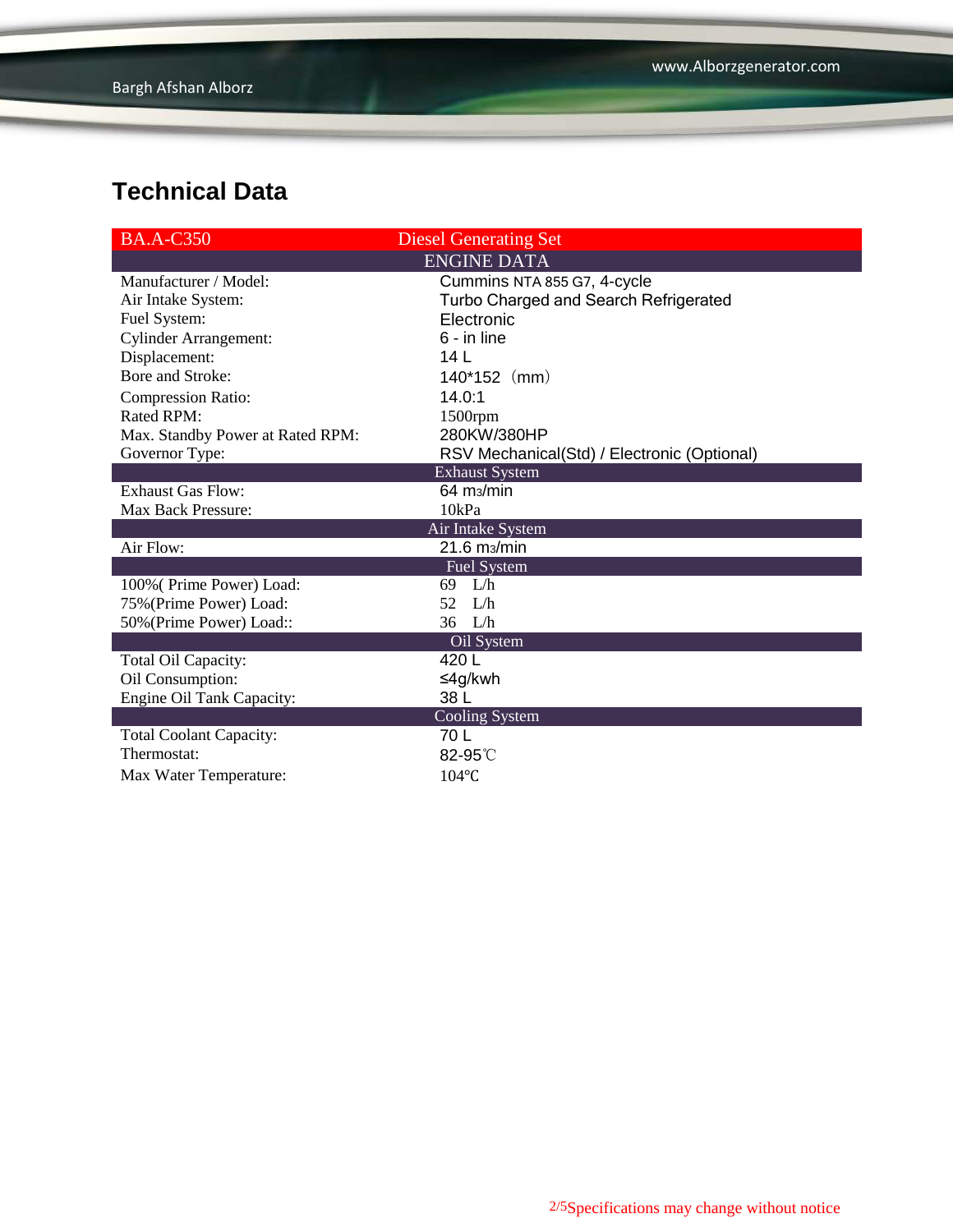## Technical Data

| BA.A-C350 | Diesel Generating Set |
|---|---|
| **ENGINE DATA** | |
| Manufacturer / Model: | Cummins NTA 855 G7, 4-cycle |
| Air Intake System: | Turbo Charged and Search Refrigerated |
| Fuel System: | Electronic |
| Cylinder Arrangement: | 6 - in line |
| Displacement: | 14 L |
| Bore and Stroke: | 140*152（mm） |
| Compression Ratio: | 14.0:1 |
| Rated RPM: | 1500rpm |
| Max. Standby Power at Rated RPM: | 280KW/380HP |
| Governor Type: | RSV Mechanical(Std) / Electronic (Optional) |
| **Exhaust System** | |
| Exhaust Gas Flow: | 64 $m^3$/min |
| Max Back Pressure: | 10kPa |
| **Air Intake System** | |
| Air Flow: | 21.6 $m^3$/min |
| **Fuel System** | |
| 100%( Prime Power) Load: | 69 L/h |
| 75%(Prime Power) Load: | 52 L/h |
| 50%(Prime Power) Load:: | 36 L/h |
| **Oil System** | |
| Total Oil Capacity: | 420 L |
| Oil Consumption: | ≤4g/kwh |
| Engine Oil Tank Capacity: | 38 L |
| **Cooling System** | |
| Total Coolant Capacity: | 70 L |
| Thermostat: | 82-95℃ |
| Max Water Temperature: | 104℃ |

Specifications may change without notice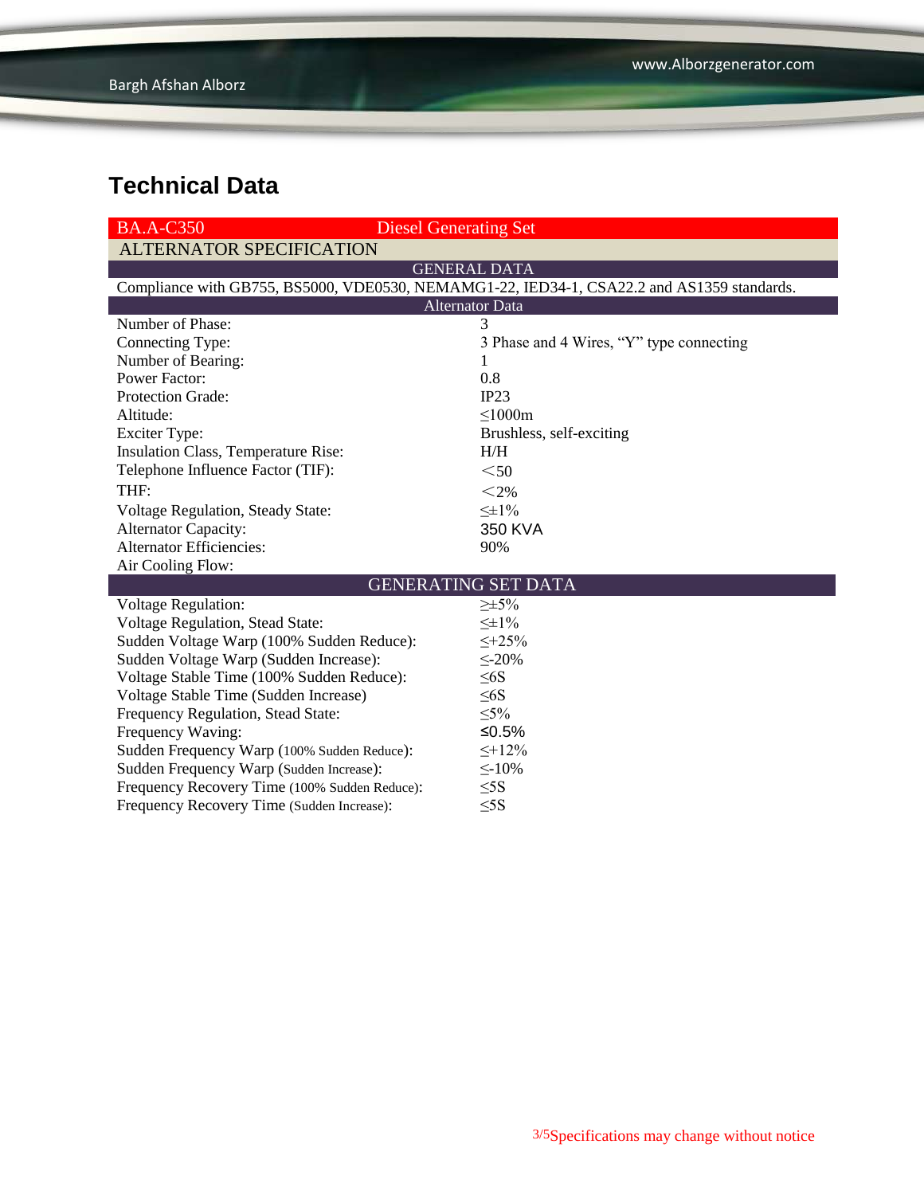# Technical Data

| BA.A-C350 | Diesel Generating Set |
|---|---|
| **ALTERNATOR SPECIFICATION** | |
| **GENERAL DATA** | |
| Compliance with GB755, BS5000, VDE0530, NEMAMG1-22, IED34-1, CSA22.2 and AS1359 standards. | |
| **Alternator Data** | |
| Number of Phase: | 3 |
| Connecting Type: | 3 Phase and 4 Wires, “Y” type connecting |
| Number of Bearing: | 1 |
| Power Factor: | 0.8 |
| Protection Grade: | IP23 |
| Altitude: | ≤1000m |
| Exciter Type: | Brushless, self-exciting |
| Insulation Class, Temperature Rise: | H/H |
| Telephone Influence Factor (TIF): | ＜50 |
| THF: | ＜2% |
| Voltage Regulation, Steady State: | ≤±1% |
| Alternator Capacity: | 350 KVA |
| Alternator Efficiencies: | 90% |
| Air Cooling Flow: | |
| **GENERATING SET DATA** | |
| Voltage Regulation: | ≥±5% |
| Voltage Regulation, Stead State: | ≤±1% |
| Sudden Voltage Warp (100% Sudden Reduce): | ≤+25% |
| Sudden Voltage Warp (Sudden Increase): | ≤-20% |
| Voltage Stable Time (100% Sudden Reduce): | ≤6S |
| Voltage Stable Time (Sudden Increase) | ≤6S |
| Frequency Regulation, Stead State: | ≤5% |
| Frequency Waving: | ≤0.5% |
| Sudden Frequency Warp (100% Sudden Reduce): | ≤+12% |
| Sudden Frequency Warp (Sudden Increase): | ≤-10% |
| Frequency Recovery Time (100% Sudden Reduce): | ≤5S |
| Frequency Recovery Time (Sudden Increase): | ≤5S |

Specifications may change without notice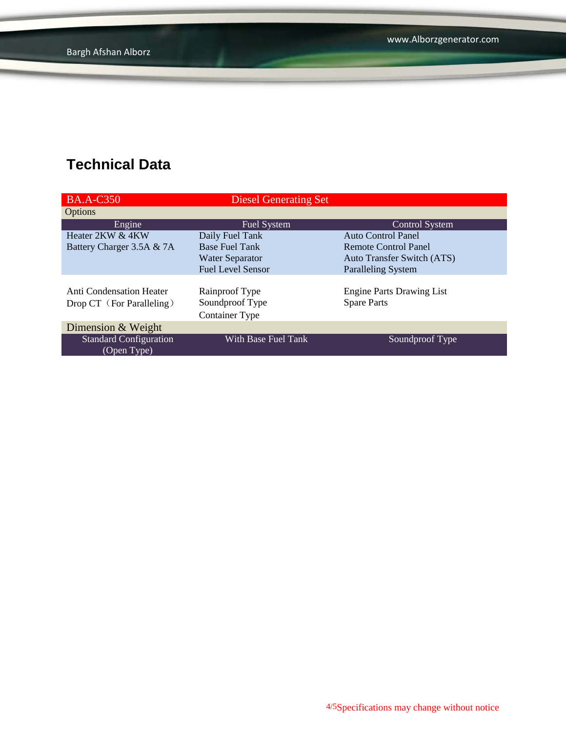## Technical Data

| BA.A-C350 | Diesel Generating Set | |
|---|---|---|
| Options | | |
| Engine | Fuel System | Control System |
| Heater 2KW & 4KW | Daily Fuel Tank | Auto Control Panel |
| Battery Charger 3.5A & 7A | Base Fuel Tank | Remote Control Panel |
| | Water Separator | Auto Transfer Switch (ATS) |
| | Fuel Level Sensor | Paralleling System |
| Anti Condensation Heater | Rainproof Type | Engine Parts Drawing List |
| Drop CT（For Paralleling） | Soundproof Type | Spare Parts |
| | Container Type | |
| Dimension & Weight | | |
| Standard Configuration (Open Type) | With Base Fuel Tank | Soundproof Type |

Specifications may change without notice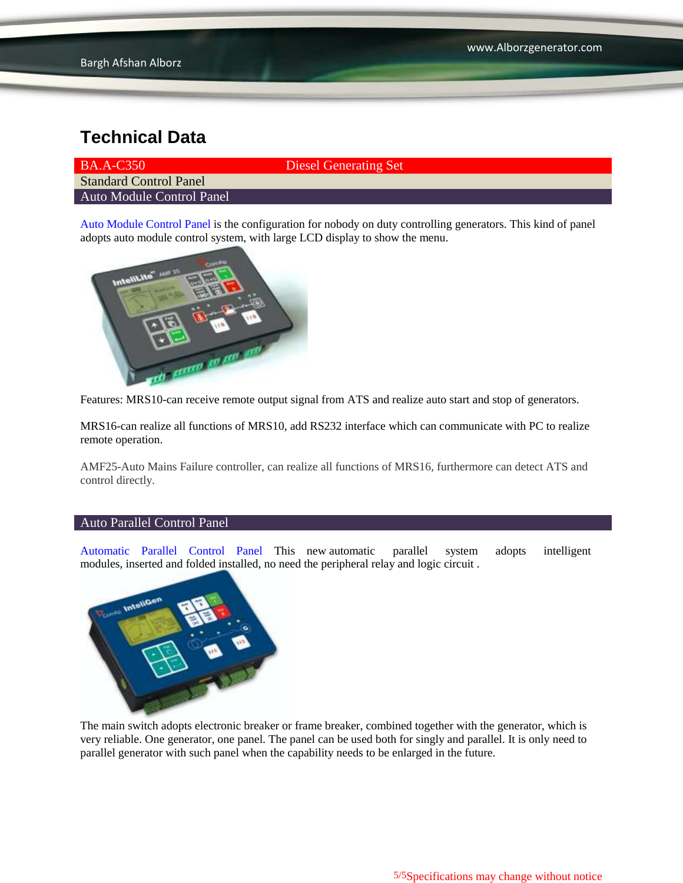# Technical Data

| | |
|---|---|
| BA.A-C350 | Diesel Generating Set |
| Standard Control Panel | |
| Auto Module Control Panel | |

Auto Module Control Panel is the configuration for nobody on duty controlling generators. This kind of panel adopts auto module control system, with large LCD display to show the menu.

Features: MRS10-can receive remote output signal from ATS and realize auto start and stop of generators.

MRS16-can realize all functions of MRS10, add RS232 interface which can communicate with PC to realize remote operation.

AMF25-Auto Mains Failure controller, can realize all functions of MRS16, furthermore can detect ATS and control directly.

## Auto Parallel Control Panel

Automatic Parallel Control Panel This new automatic parallel system adopts intelligent modules, inserted and folded installed, no need the peripheral relay and logic circuit .

The main switch adopts electronic breaker or frame breaker, combined together with the generator, which is very reliable. One generator, one panel. The panel can be used both for singly and parallel. It is only need to parallel generator with such panel when the capability needs to be enlarged in the future.

Specifications may change without notice